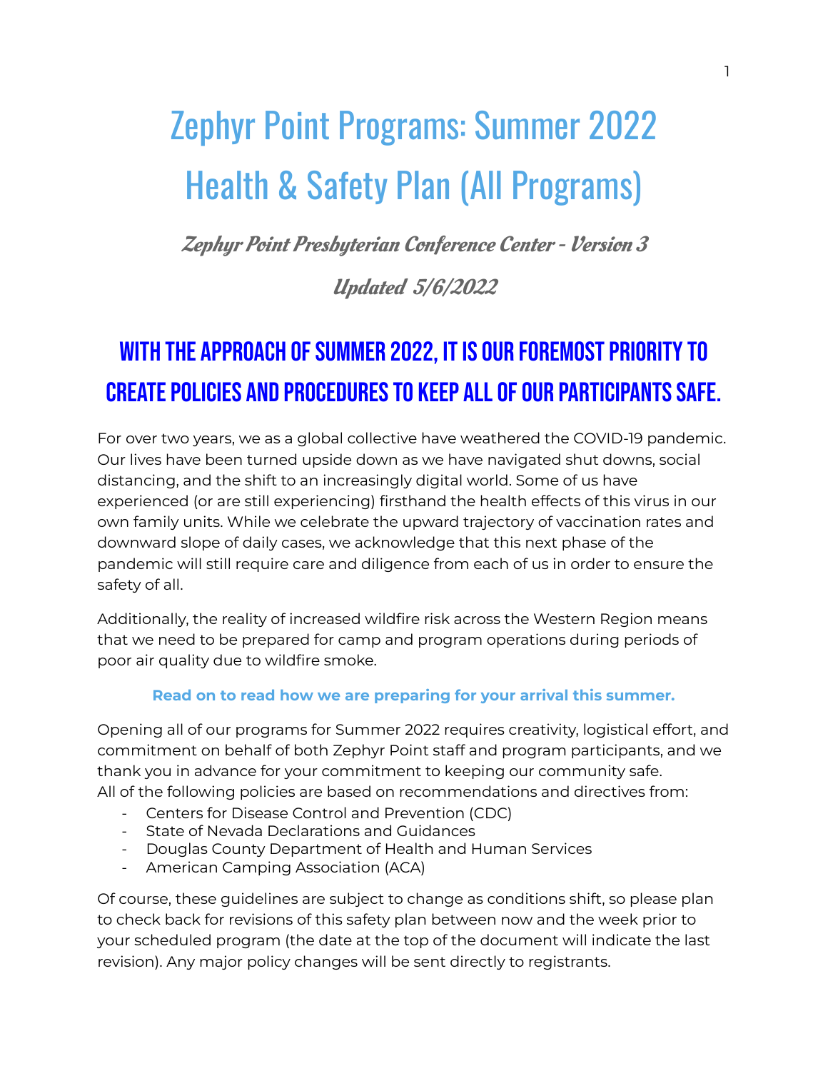# Zephyr Point Programs: Summer 2022 Health & Safety Plan (All Programs)

***Zephyr Point Presbyterian Conference Center - Version 3***

***Updated 5/6/2022***

## WITH THE APPROACH OF SUMMER 2022, IT IS OUR FOREMOST PRIORITY TO CREATE POLICIES AND PROCEDURES TO KEEP ALL OF OUR PARTICIPANTS SAFE.

For over two years, we as a global collective have weathered the COVID-19 pandemic. Our lives have been turned upside down as we have navigated shut downs, social distancing, and the shift to an increasingly digital world. Some of us have experienced (or are still experiencing) firsthand the health effects of this virus in our own family units. While we celebrate the upward trajectory of vaccination rates and downward slope of daily cases, we acknowledge that this next phase of the pandemic will still require care and diligence from each of us in order to ensure the safety of all.

Additionally, the reality of increased wildfire risk across the Western Region means that we need to be prepared for camp and program operations during periods of poor air quality due to wildfire smoke.

**Read on to read how we are preparing for your arrival this summer.**

Opening all of our programs for Summer 2022 requires creativity, logistical effort, and commitment on behalf of both Zephyr Point staff and program participants, and we thank you in advance for your commitment to keeping our community safe.
All of the following policies are based on recommendations and directives from:

- Centers for Disease Control and Prevention (CDC)
- State of Nevada Declarations and Guidances
- Douglas County Department of Health and Human Services
- American Camping Association (ACA)

Of course, these guidelines are subject to change as conditions shift, so please plan to check back for revisions of this safety plan between now and the week prior to your scheduled program (the date at the top of the document will indicate the last revision). Any major policy changes will be sent directly to registrants.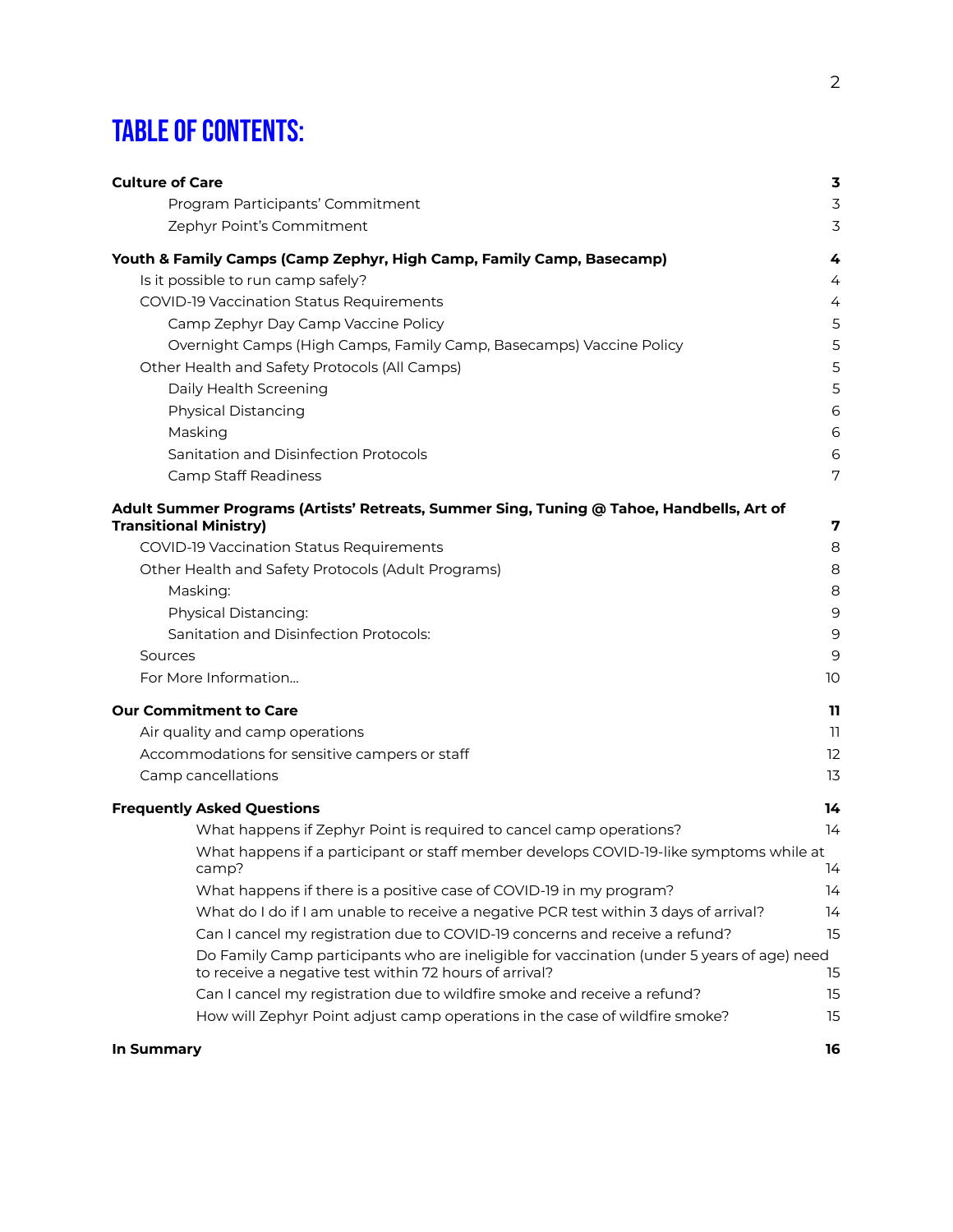# TABLE OF CONTENTS:

**Culture of Care** **3**
- Program Participants' Commitment 3
- Zephyr Point's Commitment 3

**Youth & Family Camps (Camp Zephyr, High Camp, Family Camp, Basecamp)** **4**
- Is it possible to run camp safely? 4
- COVID-19 Vaccination Status Requirements 4
  - Camp Zephyr Day Camp Vaccine Policy 5
  - Overnight Camps (High Camps, Family Camp, Basecamps) Vaccine Policy 5
- Other Health and Safety Protocols (All Camps) 5
  - Daily Health Screening 5
  - Physical Distancing 6
  - Masking 6
  - Sanitation and Disinfection Protocols 6
  - Camp Staff Readiness 7

**Adult Summer Programs (Artists' Retreats, Summer Sing, Tuning @ Tahoe, Handbells, Art of Transitional Ministry)** **7**
- COVID-19 Vaccination Status Requirements 8
- Other Health and Safety Protocols (Adult Programs) 8
  - Masking: 8
  - Physical Distancing: 9
  - Sanitation and Disinfection Protocols: 9
- Sources 9
- For More Information... 10

**Our Commitment to Care** **11**
- Air quality and camp operations 11
- Accommodations for sensitive campers or staff 12
- Camp cancellations 13

**Frequently Asked Questions** **14**
- What happens if Zephyr Point is required to cancel camp operations? 14
- What happens if a participant or staff member develops COVID-19-like symptoms while at camp? 14
- What happens if there is a positive case of COVID-19 in my program? 14
- What do I do if I am unable to receive a negative PCR test within 3 days of arrival? 14
- Can I cancel my registration due to COVID-19 concerns and receive a refund? 15
- Do Family Camp participants who are ineligible for vaccination (under 5 years of age) need to receive a negative test within 72 hours of arrival? 15
- Can I cancel my registration due to wildfire smoke and receive a refund? 15
- How will Zephyr Point adjust camp operations in the case of wildfire smoke? 15

**In Summary** **16**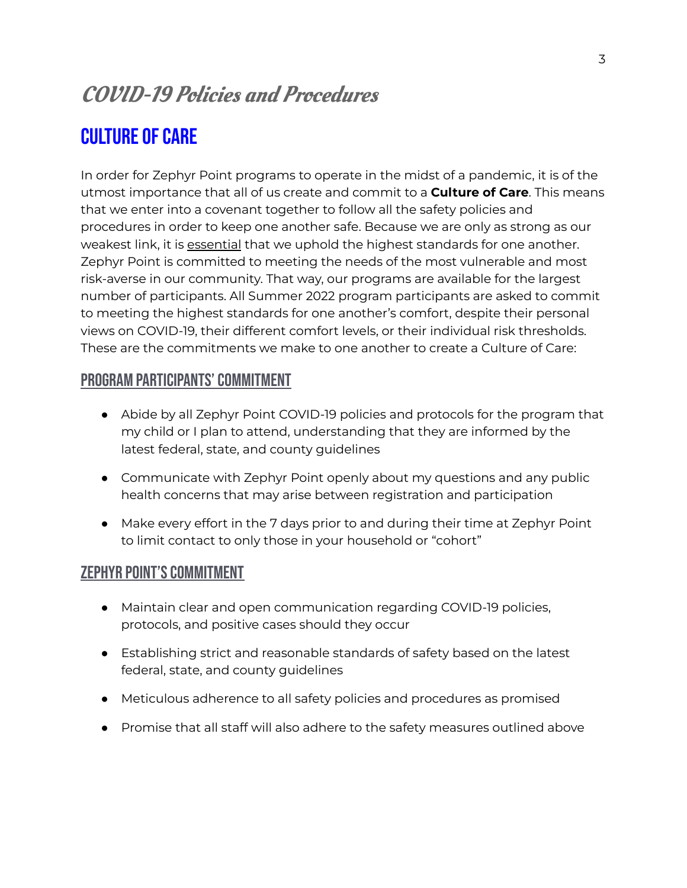# *COVID-19 Policies and Procedures*

## CULTURE OF CARE

In order for Zephyr Point programs to operate in the midst of a pandemic, it is of the utmost importance that all of us create and commit to a **Culture of Care**. This means that we enter into a covenant together to follow all the safety policies and procedures in order to keep one another safe. Because we are only as strong as our weakest link, it is <u>essential</u> that we uphold the highest standards for one another. Zephyr Point is committed to meeting the needs of the most vulnerable and most risk-averse in our community. That way, our programs are available for the largest number of participants. All Summer 2022 program participants are asked to commit to meeting the highest standards for one another's comfort, despite their personal views on COVID-19, their different comfort levels, or their individual risk thresholds. These are the commitments we make to one another to create a Culture of Care:

### PROGRAM PARTICIPANTS' COMMITMENT

- Abide by all Zephyr Point COVID-19 policies and protocols for the program that my child or I plan to attend, understanding that they are informed by the latest federal, state, and county guidelines
- Communicate with Zephyr Point openly about my questions and any public health concerns that may arise between registration and participation
- Make every effort in the 7 days prior to and during their time at Zephyr Point to limit contact to only those in your household or "cohort"

### ZEPHYR POINT'S COMMITMENT

- Maintain clear and open communication regarding COVID-19 policies, protocols, and positive cases should they occur
- Establishing strict and reasonable standards of safety based on the latest federal, state, and county guidelines
- Meticulous adherence to all safety policies and procedures as promised
- Promise that all staff will also adhere to the safety measures outlined above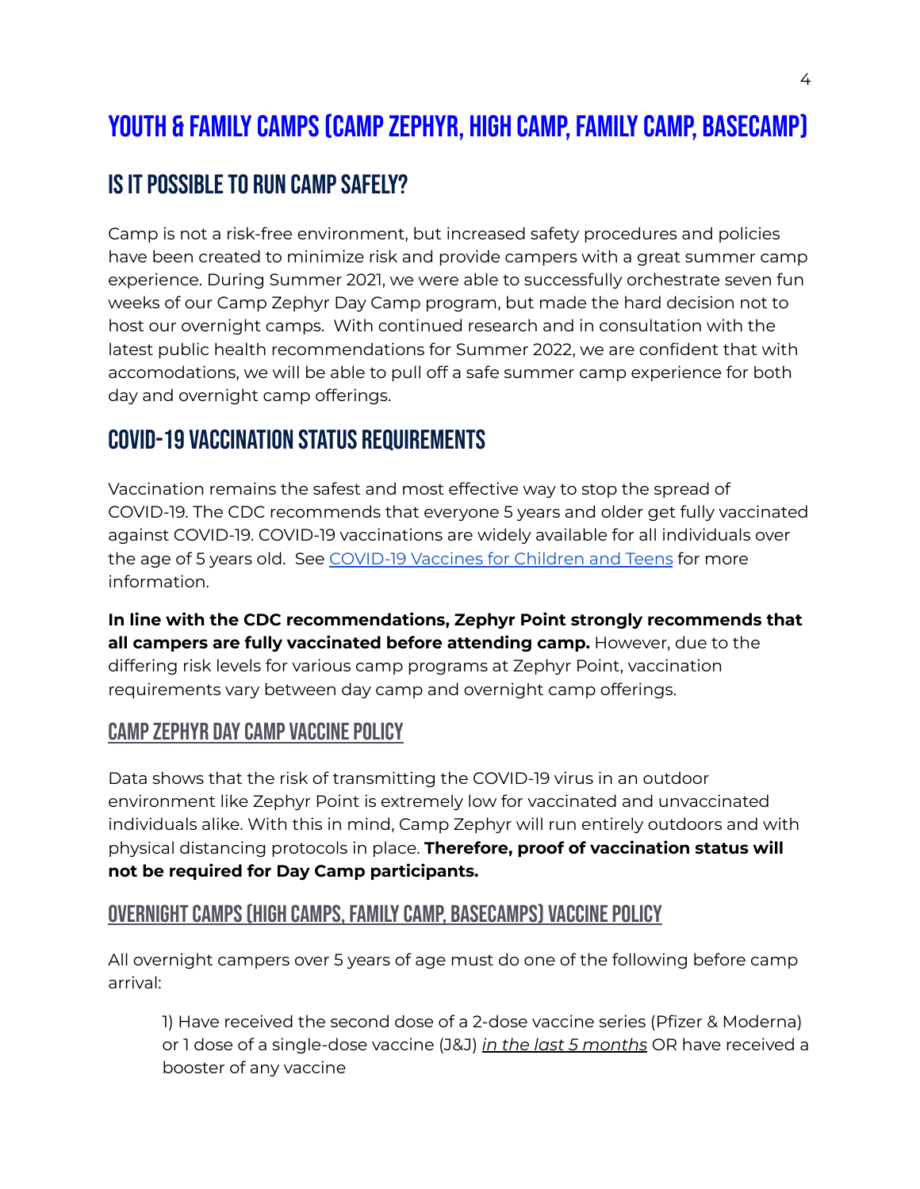# Youth & Family Camps (Camp Zephyr, High Camp, Family Camp, Basecamp)

## Is it possible to run camp safely?

Camp is not a risk-free environment, but increased safety procedures and policies have been created to minimize risk and provide campers with a great summer camp experience. During Summer 2021, we were able to successfully orchestrate seven fun weeks of our Camp Zephyr Day Camp program, but made the hard decision not to host our overnight camps. With continued research and in consultation with the latest public health recommendations for Summer 2022, we are confident that with accomodations, we will be able to pull off a safe summer camp experience for both day and overnight camp offerings.

## COVID-19 Vaccination Status Requirements

Vaccination remains the safest and most effective way to stop the spread of COVID-19. The CDC recommends that everyone 5 years and older get fully vaccinated against COVID-19. COVID-19 vaccinations are widely available for all individuals over the age of 5 years old. See [COVID-19 Vaccines for Children and Teens] for more information.

**In line with the CDC recommendations, Zephyr Point strongly recommends that all campers are fully vaccinated before attending camp.** However, due to the differing risk levels for various camp programs at Zephyr Point, vaccination requirements vary between day camp and overnight camp offerings.

### Camp Zephyr Day Camp Vaccine Policy

Data shows that the risk of transmitting the COVID-19 virus in an outdoor environment like Zephyr Point is extremely low for vaccinated and unvaccinated individuals alike. With this in mind, Camp Zephyr will run entirely outdoors and with physical distancing protocols in place. **Therefore, proof of vaccination status will not be required for Day Camp participants.**

### Overnight Camps (High Camps, Family Camp, Basecamps) Vaccine Policy

All overnight campers over 5 years of age must do one of the following before camp arrival:

1) Have received the second dose of a 2-dose vaccine series (Pfizer & Moderna) or 1 dose of a single-dose vaccine (J&J) *in the last 5 months* OR have received a booster of any vaccine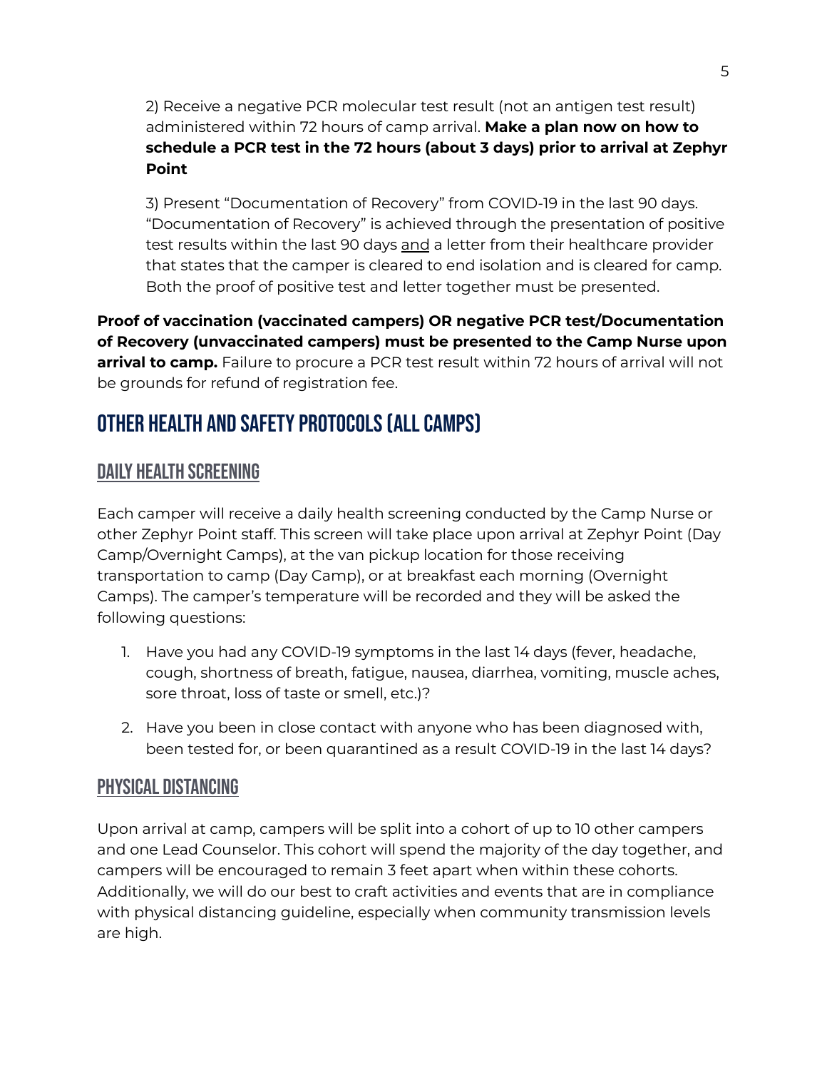2) Receive a negative PCR molecular test result (not an antigen test result) administered within 72 hours of camp arrival. **Make a plan now on how to schedule a PCR test in the 72 hours (about 3 days) prior to arrival at Zephyr Point**

3) Present "Documentation of Recovery" from COVID-19 in the last 90 days. "Documentation of Recovery" is achieved through the presentation of positive test results within the last 90 days <u>and</u> a letter from their healthcare provider that states that the camper is cleared to end isolation and is cleared for camp. Both the proof of positive test and letter together must be presented.

**Proof of vaccination (vaccinated campers) OR negative PCR test/Documentation of Recovery (unvaccinated campers) must be presented to the Camp Nurse upon arrival to camp.** Failure to procure a PCR test result within 72 hours of arrival will not be grounds for refund of registration fee.

# Other Health and Safety Protocols (All Camps)

## Daily Health Screening

Each camper will receive a daily health screening conducted by the Camp Nurse or other Zephyr Point staff. This screen will take place upon arrival at Zephyr Point (Day Camp/Overnight Camps), at the van pickup location for those receiving transportation to camp (Day Camp), or at breakfast each morning (Overnight Camps). The camper's temperature will be recorded and they will be asked the following questions:

1. Have you had any COVID-19 symptoms in the last 14 days (fever, headache, cough, shortness of breath, fatigue, nausea, diarrhea, vomiting, muscle aches, sore throat, loss of taste or smell, etc.)?
2. Have you been in close contact with anyone who has been diagnosed with, been tested for, or been quarantined as a result COVID-19 in the last 14 days?

## Physical Distancing

Upon arrival at camp, campers will be split into a cohort of up to 10 other campers and one Lead Counselor. This cohort will spend the majority of the day together, and campers will be encouraged to remain 3 feet apart when within these cohorts. Additionally, we will do our best to craft activities and events that are in compliance with physical distancing guideline, especially when community transmission levels are high.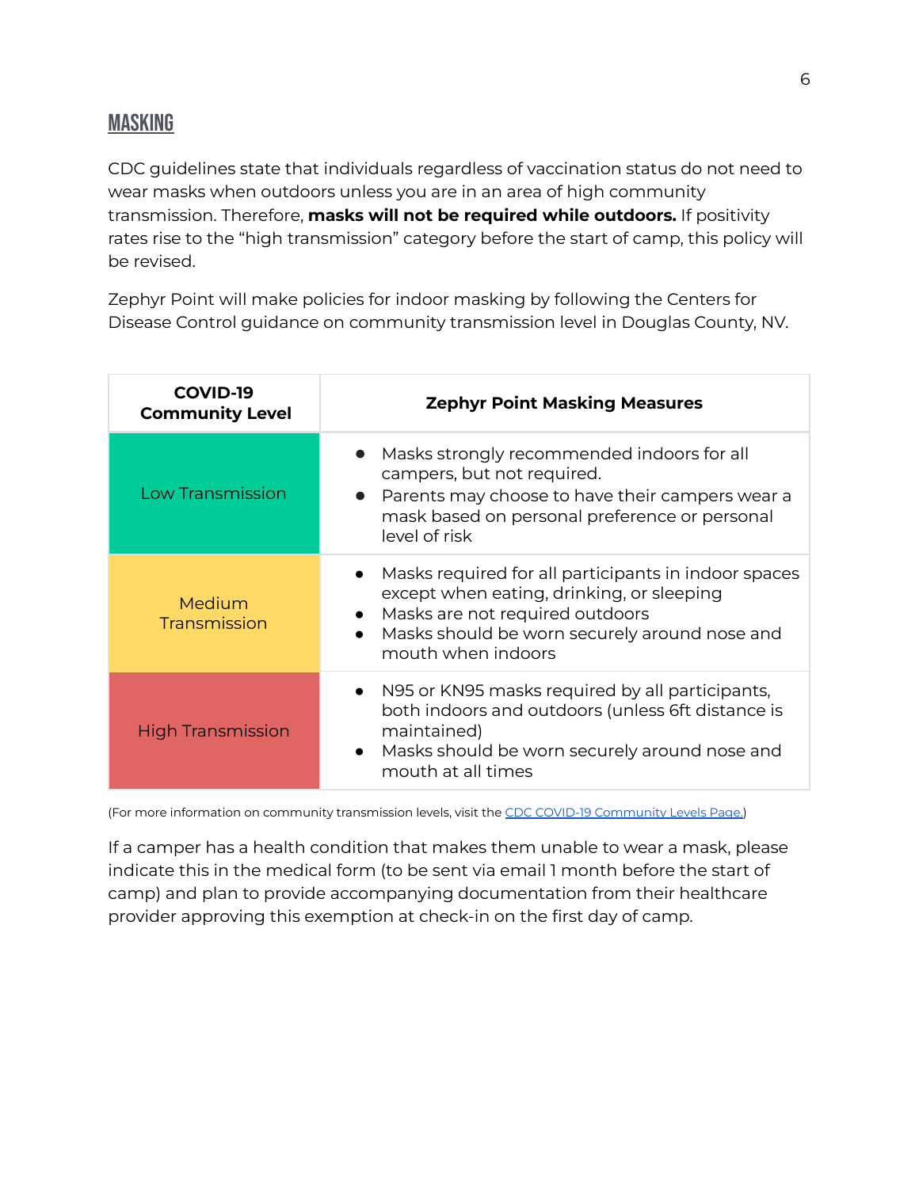## MASKING

CDC guidelines state that individuals regardless of vaccination status do not need to wear masks when outdoors unless you are in an area of high community transmission. Therefore, **masks will not be required while outdoors.** If positivity rates rise to the "high transmission" category before the start of camp, this policy will be revised.

Zephyr Point will make policies for indoor masking by following the Centers for Disease Control guidance on community transmission level in Douglas County, NV.

| COVID-19 Community Level | Zephyr Point Masking Measures |
|---|---|
| Low Transmission | • Masks strongly recommended indoors for all campers, but not required.<br>• Parents may choose to have their campers wear a mask based on personal preference or personal level of risk |
| Medium Transmission | • Masks required for all participants in indoor spaces except when eating, drinking, or sleeping<br>• Masks are not required outdoors<br>• Masks should be worn securely around nose and mouth when indoors |
| High Transmission | • N95 or KN95 masks required by all participants, both indoors and outdoors (unless 6ft distance is maintained)<br>• Masks should be worn securely around nose and mouth at all times |

(For more information on community transmission levels, visit the CDC COVID-19 Community Levels Page.)

If a camper has a health condition that makes them unable to wear a mask, please indicate this in the medical form (to be sent via email 1 month before the start of camp) and plan to provide accompanying documentation from their healthcare provider approving this exemption at check-in on the first day of camp.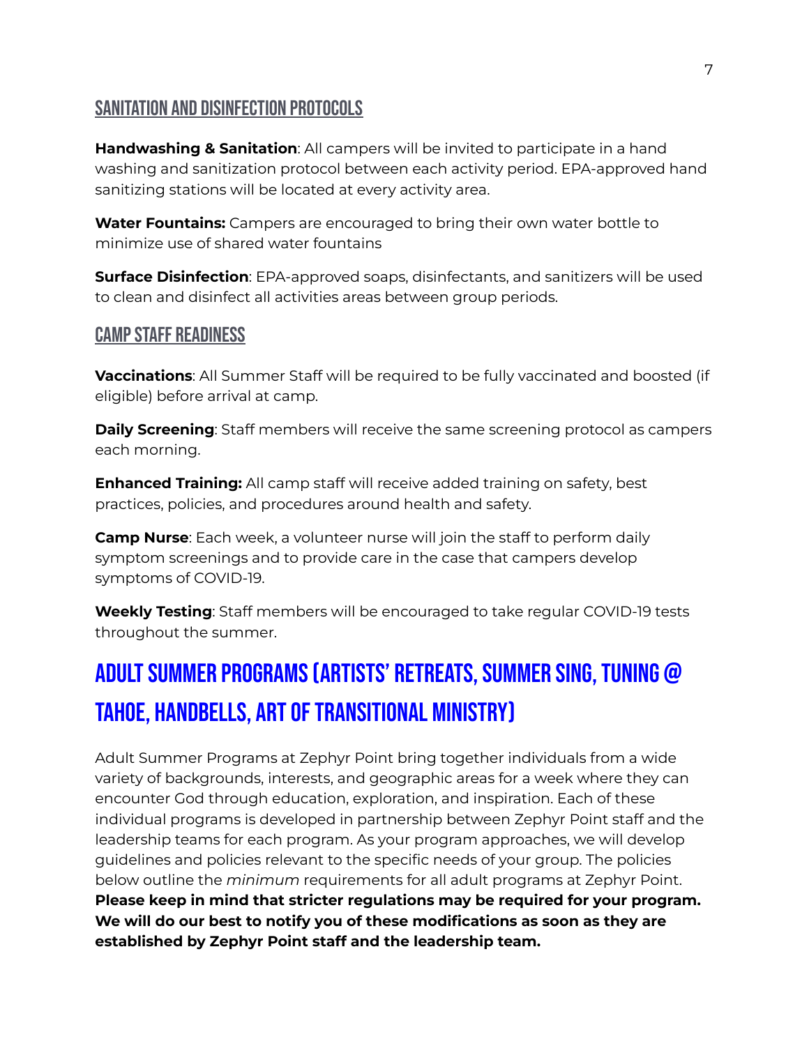### Sanitation and Disinfection Protocols

**Handwashing & Sanitation**: All campers will be invited to participate in a hand washing and sanitization protocol between each activity period. EPA-approved hand sanitizing stations will be located at every activity area.

**Water Fountains:** Campers are encouraged to bring their own water bottle to minimize use of shared water fountains

**Surface Disinfection**: EPA-approved soaps, disinfectants, and sanitizers will be used to clean and disinfect all activities areas between group periods.

### Camp Staff Readiness

**Vaccinations**: All Summer Staff will be required to be fully vaccinated and boosted (if eligible) before arrival at camp.

**Daily Screening**: Staff members will receive the same screening protocol as campers each morning.

**Enhanced Training:** All camp staff will receive added training on safety, best practices, policies, and procedures around health and safety.

**Camp Nurse**: Each week, a volunteer nurse will join the staff to perform daily symptom screenings and to provide care in the case that campers develop symptoms of COVID-19.

**Weekly Testing**: Staff members will be encouraged to take regular COVID-19 tests throughout the summer.

## Adult Summer Programs (Artists' Retreats, Summer Sing, Tuning @ Tahoe, Handbells, Art of Transitional Ministry)

Adult Summer Programs at Zephyr Point bring together individuals from a wide variety of backgrounds, interests, and geographic areas for a week where they can encounter God through education, exploration, and inspiration. Each of these individual programs is developed in partnership between Zephyr Point staff and the leadership teams for each program. As your program approaches, we will develop guidelines and policies relevant to the specific needs of your group. The policies below outline the *minimum* requirements for all adult programs at Zephyr Point. **Please keep in mind that stricter regulations may be required for your program. We will do our best to notify you of these modifications as soon as they are established by Zephyr Point staff and the leadership team.**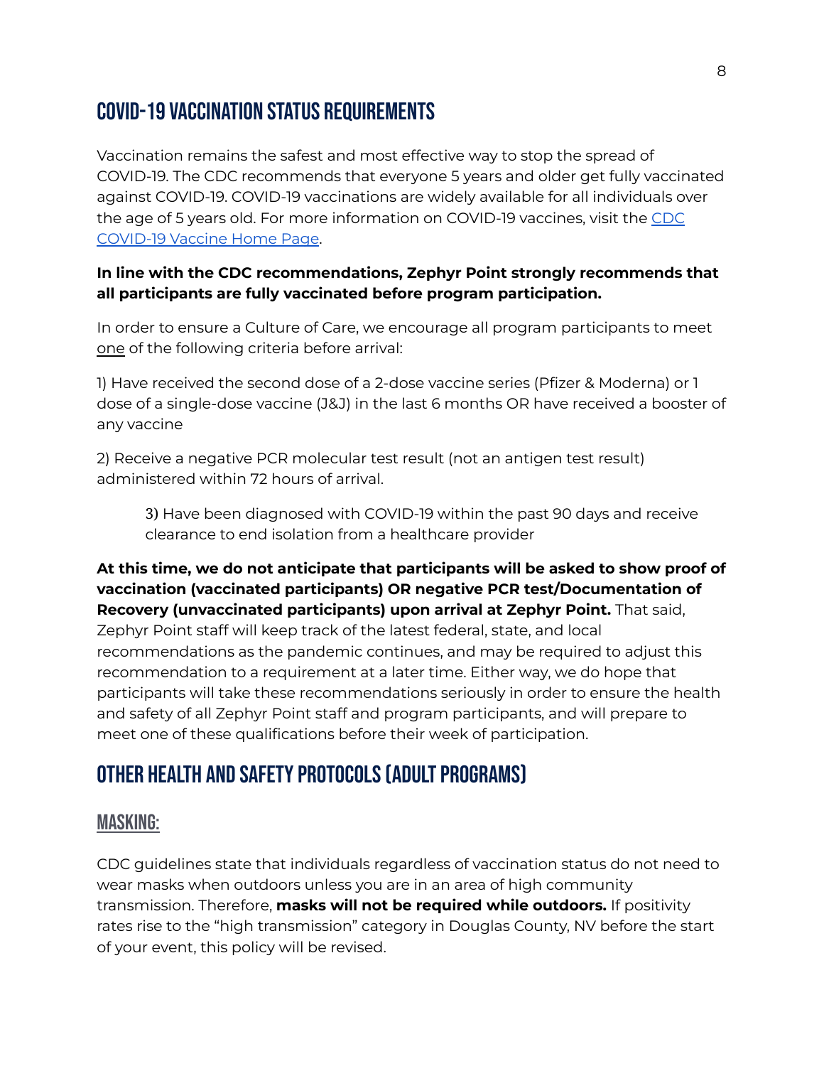# COVID-19 VACCINATION STATUS REQUIREMENTS

Vaccination remains the safest and most effective way to stop the spread of COVID-19. The CDC recommends that everyone 5 years and older get fully vaccinated against COVID-19. COVID-19 vaccinations are widely available for all individuals over the age of 5 years old. For more information on COVID-19 vaccines, visit the [CDC COVID-19 Vaccine Home Page](#).

**In line with the CDC recommendations, Zephyr Point strongly recommends that all participants are fully vaccinated before program participation.**

In order to ensure a Culture of Care, we encourage all program participants to meet <u>one</u> of the following criteria before arrival:

1) Have received the second dose of a 2-dose vaccine series (Pfizer & Moderna) or 1 dose of a single-dose vaccine (J&J) in the last 6 months OR have received a booster of any vaccine

2) Receive a negative PCR molecular test result (not an antigen test result) administered within 72 hours of arrival.

3) Have been diagnosed with COVID-19 within the past 90 days and receive clearance to end isolation from a healthcare provider

**At this time, we do not anticipate that participants will be asked to show proof of vaccination (vaccinated participants) OR negative PCR test/Documentation of Recovery (unvaccinated participants) upon arrival at Zephyr Point.** That said, Zephyr Point staff will keep track of the latest federal, state, and local recommendations as the pandemic continues, and may be required to adjust this recommendation to a requirement at a later time. Either way, we do hope that participants will take these recommendations seriously in order to ensure the health and safety of all Zephyr Point staff and program participants, and will prepare to meet one of these qualifications before their week of participation.

# OTHER HEALTH AND SAFETY PROTOCOLS (ADULT PROGRAMS)

## MASKING:

CDC guidelines state that individuals regardless of vaccination status do not need to wear masks when outdoors unless you are in an area of high community transmission. Therefore, **masks will not be required while outdoors.** If positivity rates rise to the "high transmission" category in Douglas County, NV before the start of your event, this policy will be revised.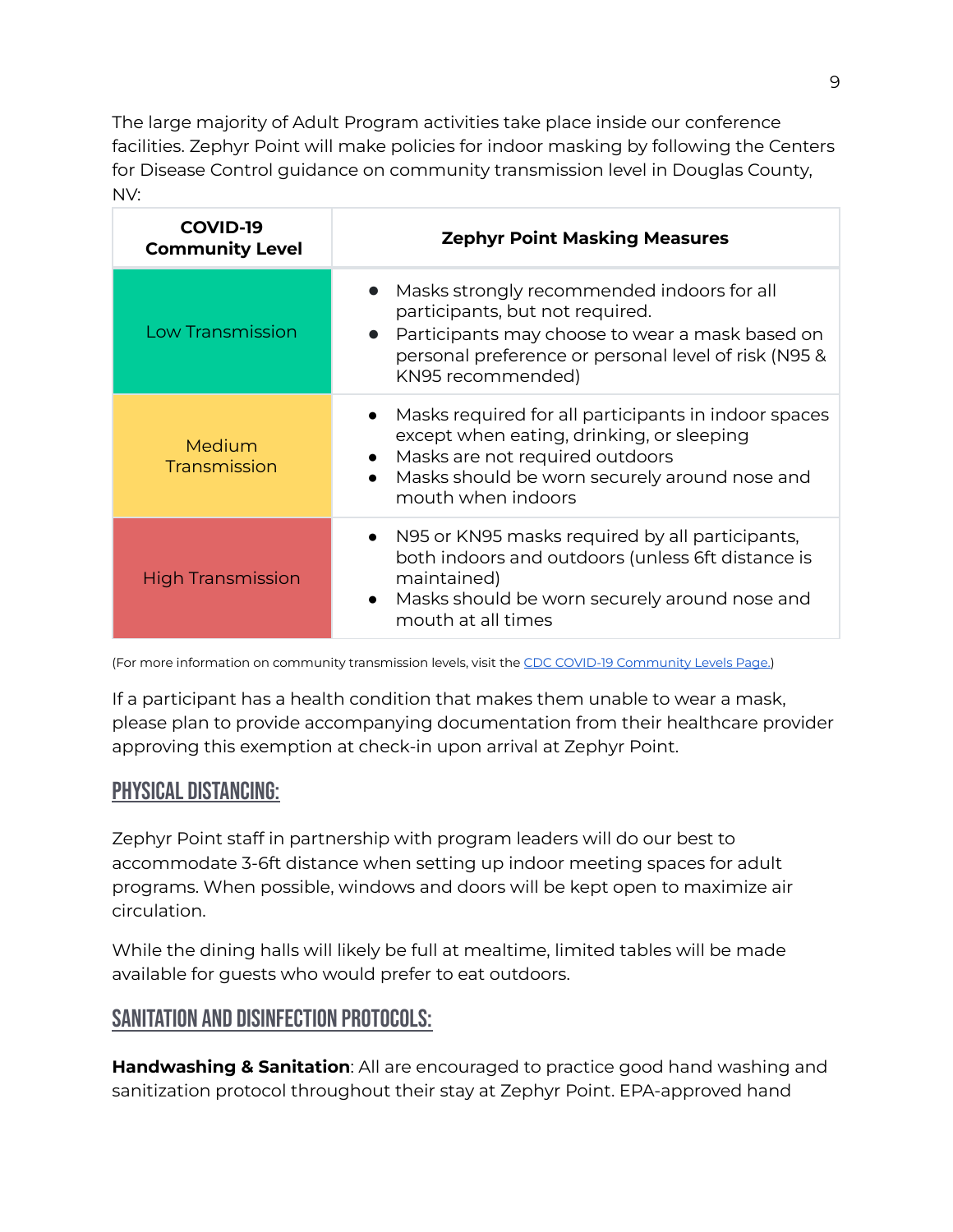The large majority of Adult Program activities take place inside our conference facilities. Zephyr Point will make policies for indoor masking by following the Centers for Disease Control guidance on community transmission level in Douglas County, NV:

| COVID-19 Community Level | Zephyr Point Masking Measures |
|---|---|
| Low Transmission | • Masks strongly recommended indoors for all participants, but not required.<br>• Participants may choose to wear a mask based on personal preference or personal level of risk (N95 & KN95 recommended) |
| Medium Transmission | • Masks required for all participants in indoor spaces except when eating, drinking, or sleeping<br>• Masks are not required outdoors<br>• Masks should be worn securely around nose and mouth when indoors |
| High Transmission | • N95 or KN95 masks required by all participants, both indoors and outdoors (unless 6ft distance is maintained)<br>• Masks should be worn securely around nose and mouth at all times |

(For more information on community transmission levels, visit the [CDC COVID-19 Community Levels Page.](#))

If a participant has a health condition that makes them unable to wear a mask, please plan to provide accompanying documentation from their healthcare provider approving this exemption at check-in upon arrival at Zephyr Point.

## PHYSICAL DISTANCING:

Zephyr Point staff in partnership with program leaders will do our best to accommodate 3-6ft distance when setting up indoor meeting spaces for adult programs. When possible, windows and doors will be kept open to maximize air circulation.

While the dining halls will likely be full at mealtime, limited tables will be made available for guests who would prefer to eat outdoors.

## SANITATION AND DISINFECTION PROTOCOLS:

**Handwashing & Sanitation**: All are encouraged to practice good hand washing and sanitization protocol throughout their stay at Zephyr Point. EPA-approved hand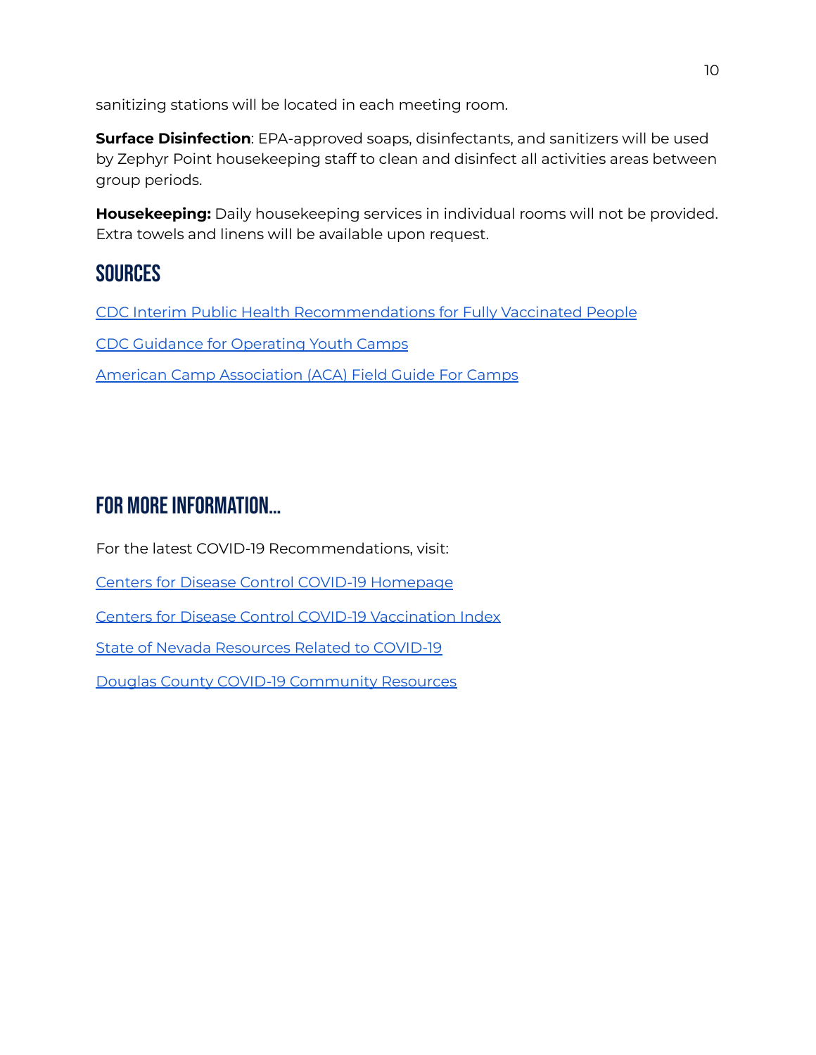sanitizing stations will be located in each meeting room.

**Surface Disinfection**: EPA-approved soaps, disinfectants, and sanitizers will be used by Zephyr Point housekeeping staff to clean and disinfect all activities areas between group periods.

**Housekeeping:** Daily housekeeping services in individual rooms will not be provided. Extra towels and linens will be available upon request.

## SOURCES

CDC Interim Public Health Recommendations for Fully Vaccinated People

CDC Guidance for Operating Youth Camps

American Camp Association (ACA) Field Guide For Camps

## FOR MORE INFORMATION...

For the latest COVID-19 Recommendations, visit:

Centers for Disease Control COVID-19 Homepage

Centers for Disease Control COVID-19 Vaccination Index

State of Nevada Resources Related to COVID-19

Douglas County COVID-19 Community Resources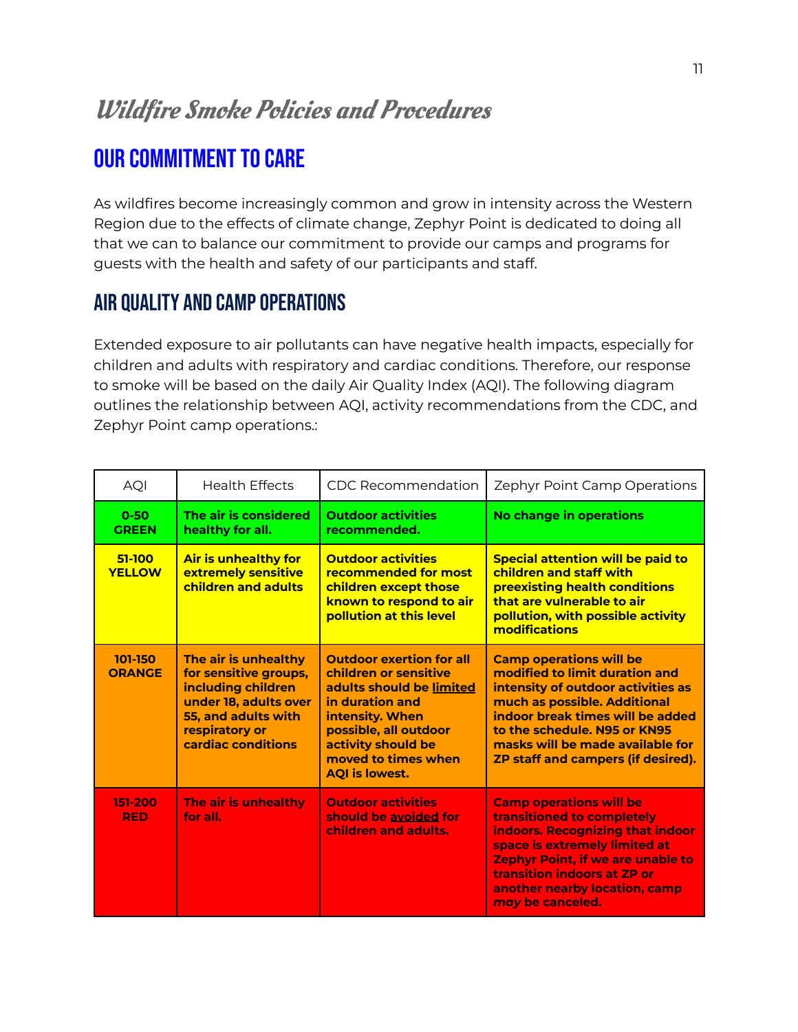# *Wildfire Smoke Policies and Procedures*

## OUR COMMITMENT TO CARE

As wildfires become increasingly common and grow in intensity across the Western Region due to the effects of climate change, Zephyr Point is dedicated to doing all that we can to balance our commitment to provide our camps and programs for guests with the health and safety of our participants and staff.

## AIR QUALITY AND CAMP OPERATIONS

Extended exposure to air pollutants can have negative health impacts, especially for children and adults with respiratory and cardiac conditions. Therefore, our response to smoke will be based on the daily Air Quality Index (AQI). The following diagram outlines the relationship between AQI, activity recommendations from the CDC, and Zephyr Point camp operations.:

| AQI | Health Effects | CDC Recommendation | Zephyr Point Camp Operations |
|---|---|---|---|
| **0-50 GREEN** | **The air is considered healthy for all.** | **Outdoor activities recommended.** | **No change in operations** |
| **51-100 YELLOW** | **Air is unhealthy for extremely sensitive children and adults** | **Outdoor activities recommended for most children except those known to respond to air pollution at this level** | **Special attention will be paid to children and staff with preexisting health conditions that are vulnerable to air pollution, with possible activity modifications** |
| **101-150 ORANGE** | **The air is unhealthy for sensitive groups, including children under 18, adults over 55, and adults with respiratory or cardiac conditions** | **Outdoor exertion for all children or sensitive adults should be <u>limited</u> in duration and intensity. When possible, all outdoor activity should be moved to times when AQI is lowest.** | **Camp operations will be modified to limit duration and intensity of outdoor activities as much as possible. Additional indoor break times will be added to the schedule. N95 or KN95 masks will be made available for ZP staff and campers (if desired).** |
| **151-200 RED** | **The air is unhealthy for all.** | **Outdoor activities should be <u>avoided</u> for children and adults.** | **Camp operations will be transitioned to completely indoors. Recognizing that indoor space is extremely limited at Zephyr Point, if we are unable to transition indoors at ZP or another nearby location, camp *may* be canceled.** |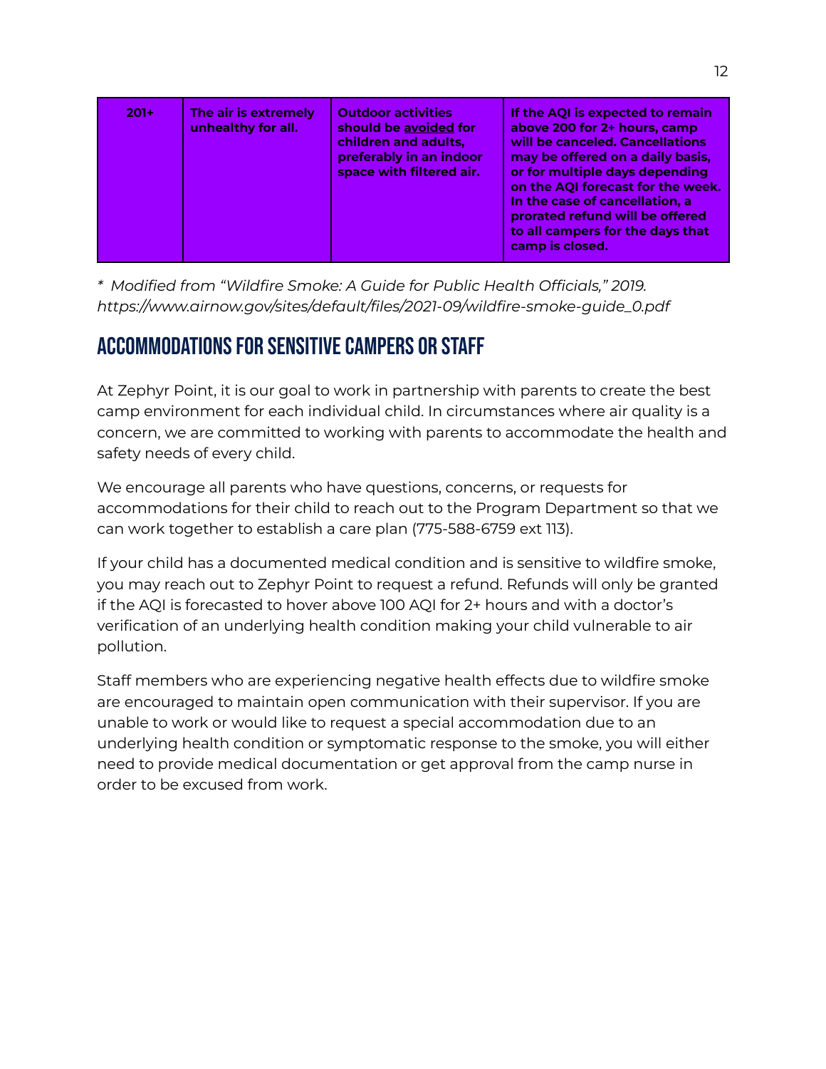| 201+ | The air is extremely unhealthy for all. | Outdoor activities should be <u>avoided</u> for children and adults, preferably in an indoor space with filtered air. | If the AQI is expected to remain above 200 for 2+ hours, camp will be canceled. Cancellations may be offered on a daily basis, or for multiple days depending on the AQI forecast for the week. In the case of cancellation, a prorated refund will be offered to all campers for the days that camp is closed. |
|---|---|---|---|

*\* Modified from "Wildfire Smoke: A Guide for Public Health Officials," 2019. https://www.airnow.gov/sites/default/files/2021-09/wildfire-smoke-guide_0.pdf*

## ACCOMMODATIONS FOR SENSITIVE CAMPERS OR STAFF

At Zephyr Point, it is our goal to work in partnership with parents to create the best camp environment for each individual child. In circumstances where air quality is a concern, we are committed to working with parents to accommodate the health and safety needs of every child.

We encourage all parents who have questions, concerns, or requests for accommodations for their child to reach out to the Program Department so that we can work together to establish a care plan (775-588-6759 ext 113).

If your child has a documented medical condition and is sensitive to wildfire smoke, you may reach out to Zephyr Point to request a refund. Refunds will only be granted if the AQI is forecasted to hover above 100 AQI for 2+ hours and with a doctor's verification of an underlying health condition making your child vulnerable to air pollution.

Staff members who are experiencing negative health effects due to wildfire smoke are encouraged to maintain open communication with their supervisor. If you are unable to work or would like to request a special accommodation due to an underlying health condition or symptomatic response to the smoke, you will either need to provide medical documentation or get approval from the camp nurse in order to be excused from work.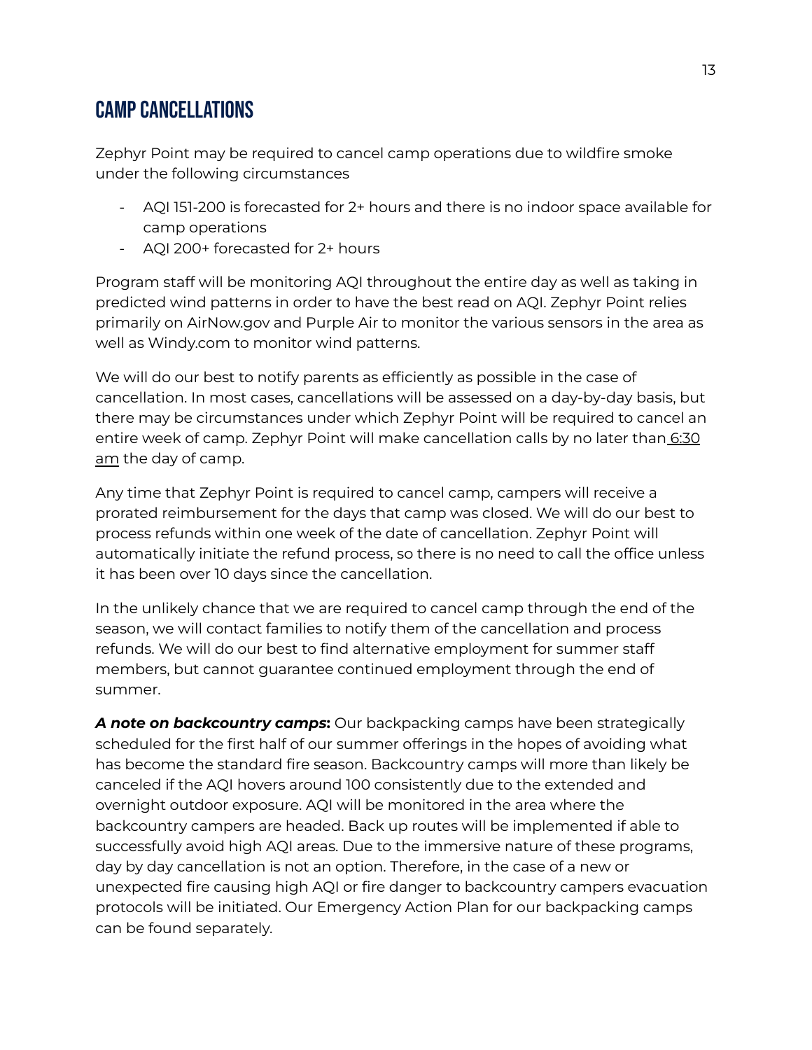## CAMP CANCELLATIONS

Zephyr Point may be required to cancel camp operations due to wildfire smoke under the following circumstances

- AQI 151-200 is forecasted for 2+ hours and there is no indoor space available for camp operations
- AQI 200+ forecasted for 2+ hours

Program staff will be monitoring AQI throughout the entire day as well as taking in predicted wind patterns in order to have the best read on AQI. Zephyr Point relies primarily on AirNow.gov and Purple Air to monitor the various sensors in the area as well as Windy.com to monitor wind patterns.

We will do our best to notify parents as efficiently as possible in the case of cancellation. In most cases, cancellations will be assessed on a day-by-day basis, but there may be circumstances under which Zephyr Point will be required to cancel an entire week of camp. Zephyr Point will make cancellation calls by no later than 6:30 am the day of camp.

Any time that Zephyr Point is required to cancel camp, campers will receive a prorated reimbursement for the days that camp was closed. We will do our best to process refunds within one week of the date of cancellation. Zephyr Point will automatically initiate the refund process, so there is no need to call the office unless it has been over 10 days since the cancellation.

In the unlikely chance that we are required to cancel camp through the end of the season, we will contact families to notify them of the cancellation and process refunds. We will do our best to find alternative employment for summer staff members, but cannot guarantee continued employment through the end of summer.

***A note on backcountry camps*:** Our backpacking camps have been strategically scheduled for the first half of our summer offerings in the hopes of avoiding what has become the standard fire season. Backcountry camps will more than likely be canceled if the AQI hovers around 100 consistently due to the extended and overnight outdoor exposure. AQI will be monitored in the area where the backcountry campers are headed. Back up routes will be implemented if able to successfully avoid high AQI areas. Due to the immersive nature of these programs, day by day cancellation is not an option. Therefore, in the case of a new or unexpected fire causing high AQI or fire danger to backcountry campers evacuation protocols will be initiated. Our Emergency Action Plan for our backpacking camps can be found separately.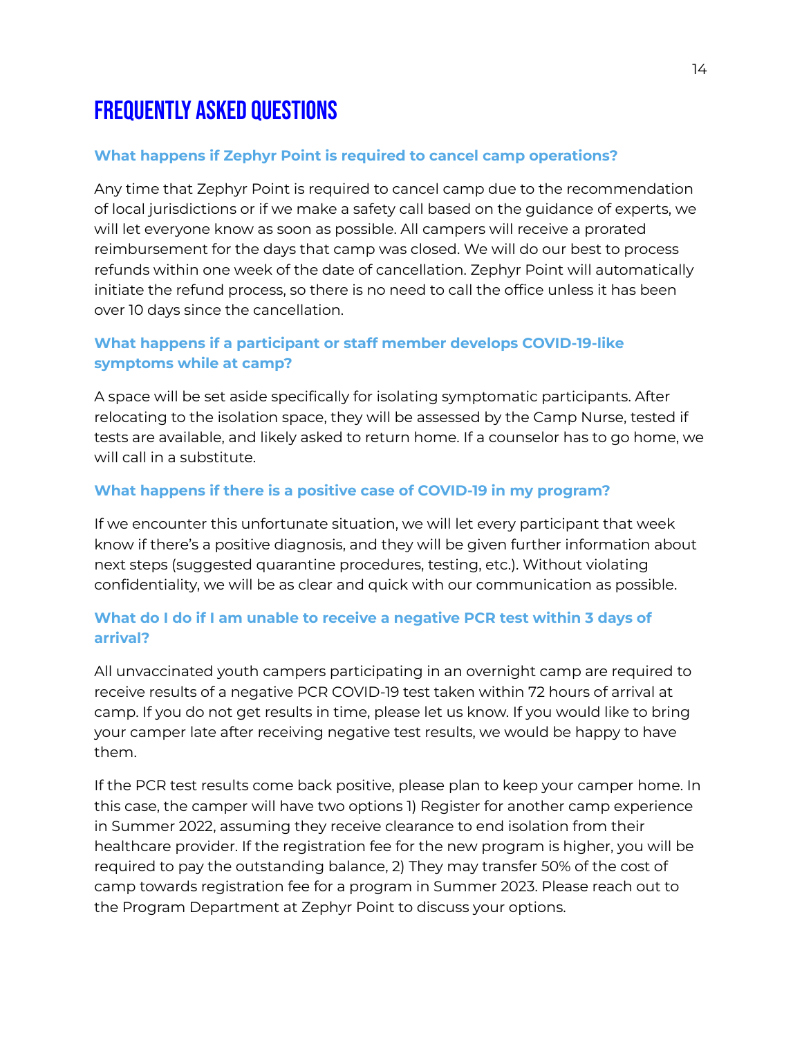# FREQUENTLY ASKED QUESTIONS

### What happens if Zephyr Point is required to cancel camp operations?

Any time that Zephyr Point is required to cancel camp due to the recommendation of local jurisdictions or if we make a safety call based on the guidance of experts, we will let everyone know as soon as possible. All campers will receive a prorated reimbursement for the days that camp was closed. We will do our best to process refunds within one week of the date of cancellation. Zephyr Point will automatically initiate the refund process, so there is no need to call the office unless it has been over 10 days since the cancellation.

### What happens if a participant or staff member develops COVID-19-like symptoms while at camp?

A space will be set aside specifically for isolating symptomatic participants. After relocating to the isolation space, they will be assessed by the Camp Nurse, tested if tests are available, and likely asked to return home. If a counselor has to go home, we will call in a substitute.

### What happens if there is a positive case of COVID-19 in my program?

If we encounter this unfortunate situation, we will let every participant that week know if there's a positive diagnosis, and they will be given further information about next steps (suggested quarantine procedures, testing, etc.). Without violating confidentiality, we will be as clear and quick with our communication as possible.

### What do I do if I am unable to receive a negative PCR test within 3 days of arrival?

All unvaccinated youth campers participating in an overnight camp are required to receive results of a negative PCR COVID-19 test taken within 72 hours of arrival at camp. If you do not get results in time, please let us know. If you would like to bring your camper late after receiving negative test results, we would be happy to have them.

If the PCR test results come back positive, please plan to keep your camper home. In this case, the camper will have two options 1) Register for another camp experience in Summer 2022, assuming they receive clearance to end isolation from their healthcare provider. If the registration fee for the new program is higher, you will be required to pay the outstanding balance, 2) They may transfer 50% of the cost of camp towards registration fee for a program in Summer 2023. Please reach out to the Program Department at Zephyr Point to discuss your options.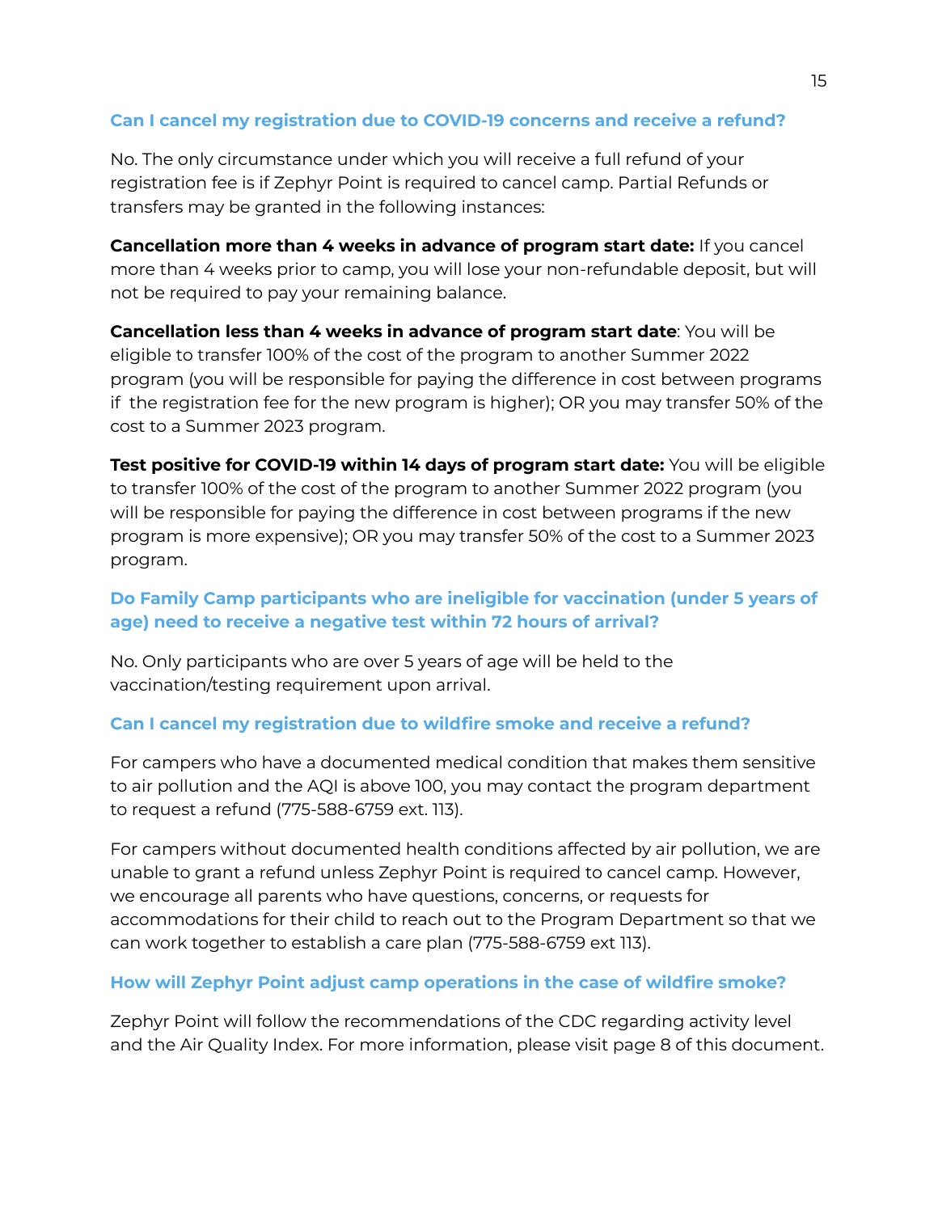### Can I cancel my registration due to COVID-19 concerns and receive a refund?

No. The only circumstance under which you will receive a full refund of your registration fee is if Zephyr Point is required to cancel camp. Partial Refunds or transfers may be granted in the following instances:

**Cancellation more than 4 weeks in advance of program start date:** If you cancel more than 4 weeks prior to camp, you will lose your non-refundable deposit, but will not be required to pay your remaining balance.

**Cancellation less than 4 weeks in advance of program start date**: You will be eligible to transfer 100% of the cost of the program to another Summer 2022 program (you will be responsible for paying the difference in cost between programs if the registration fee for the new program is higher); OR you may transfer 50% of the cost to a Summer 2023 program.

**Test positive for COVID-19 within 14 days of program start date:** You will be eligible to transfer 100% of the cost of the program to another Summer 2022 program (you will be responsible for paying the difference in cost between programs if the new program is more expensive); OR you may transfer 50% of the cost to a Summer 2023 program.

### Do Family Camp participants who are ineligible for vaccination (under 5 years of age) need to receive a negative test within 72 hours of arrival?

No. Only participants who are over 5 years of age will be held to the vaccination/testing requirement upon arrival.

### Can I cancel my registration due to wildfire smoke and receive a refund?

For campers who have a documented medical condition that makes them sensitive to air pollution and the AQI is above 100, you may contact the program department to request a refund (775-588-6759 ext. 113).

For campers without documented health conditions affected by air pollution, we are unable to grant a refund unless Zephyr Point is required to cancel camp. However, we encourage all parents who have questions, concerns, or requests for accommodations for their child to reach out to the Program Department so that we can work together to establish a care plan (775-588-6759 ext 113).

### How will Zephyr Point adjust camp operations in the case of wildfire smoke?

Zephyr Point will follow the recommendations of the CDC regarding activity level and the Air Quality Index. For more information, please visit page 8 of this document.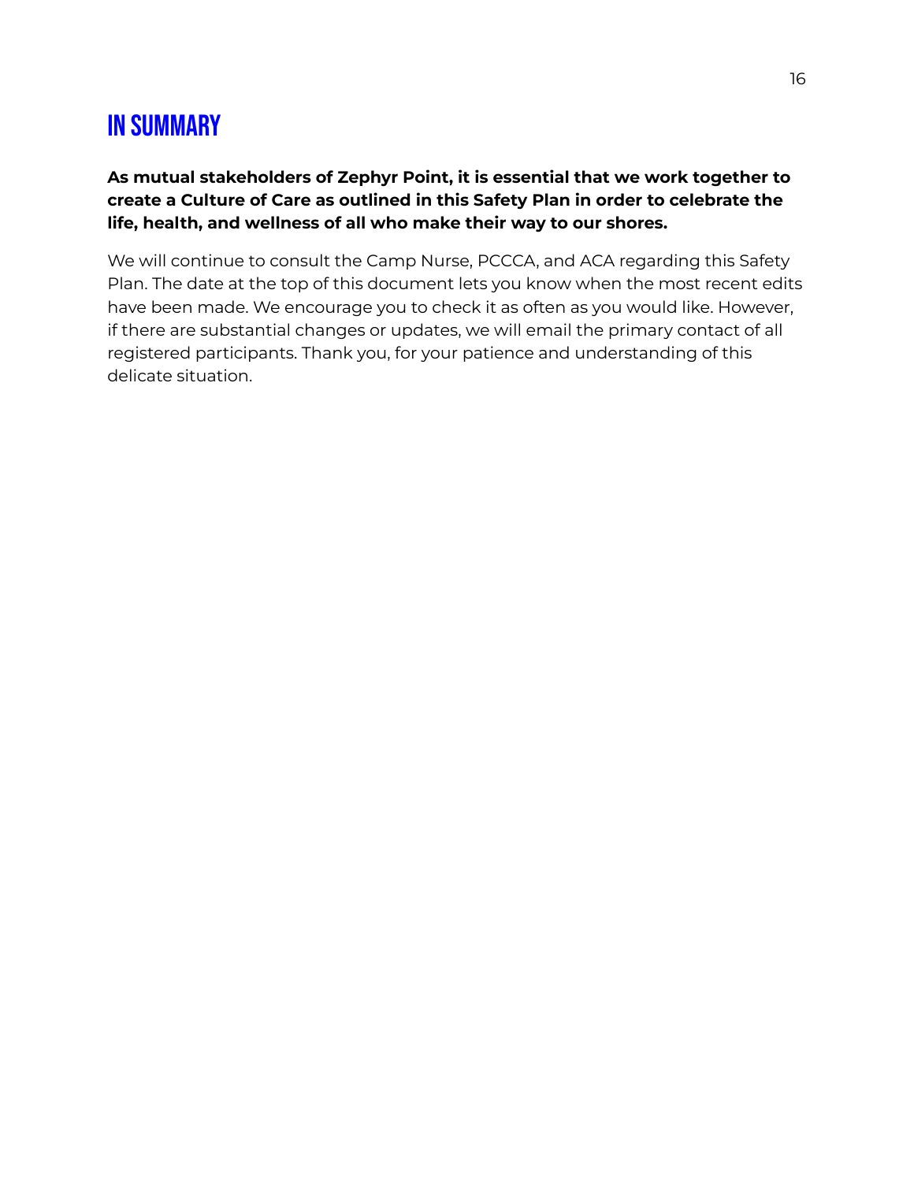# IN SUMMARY

**As mutual stakeholders of Zephyr Point, it is essential that we work together to create a Culture of Care as outlined in this Safety Plan in order to celebrate the life, health, and wellness of all who make their way to our shores.**

We will continue to consult the Camp Nurse, PCCCA, and ACA regarding this Safety Plan. The date at the top of this document lets you know when the most recent edits have been made. We encourage you to check it as often as you would like. However, if there are substantial changes or updates, we will email the primary contact of all registered participants. Thank you, for your patience and understanding of this delicate situation.